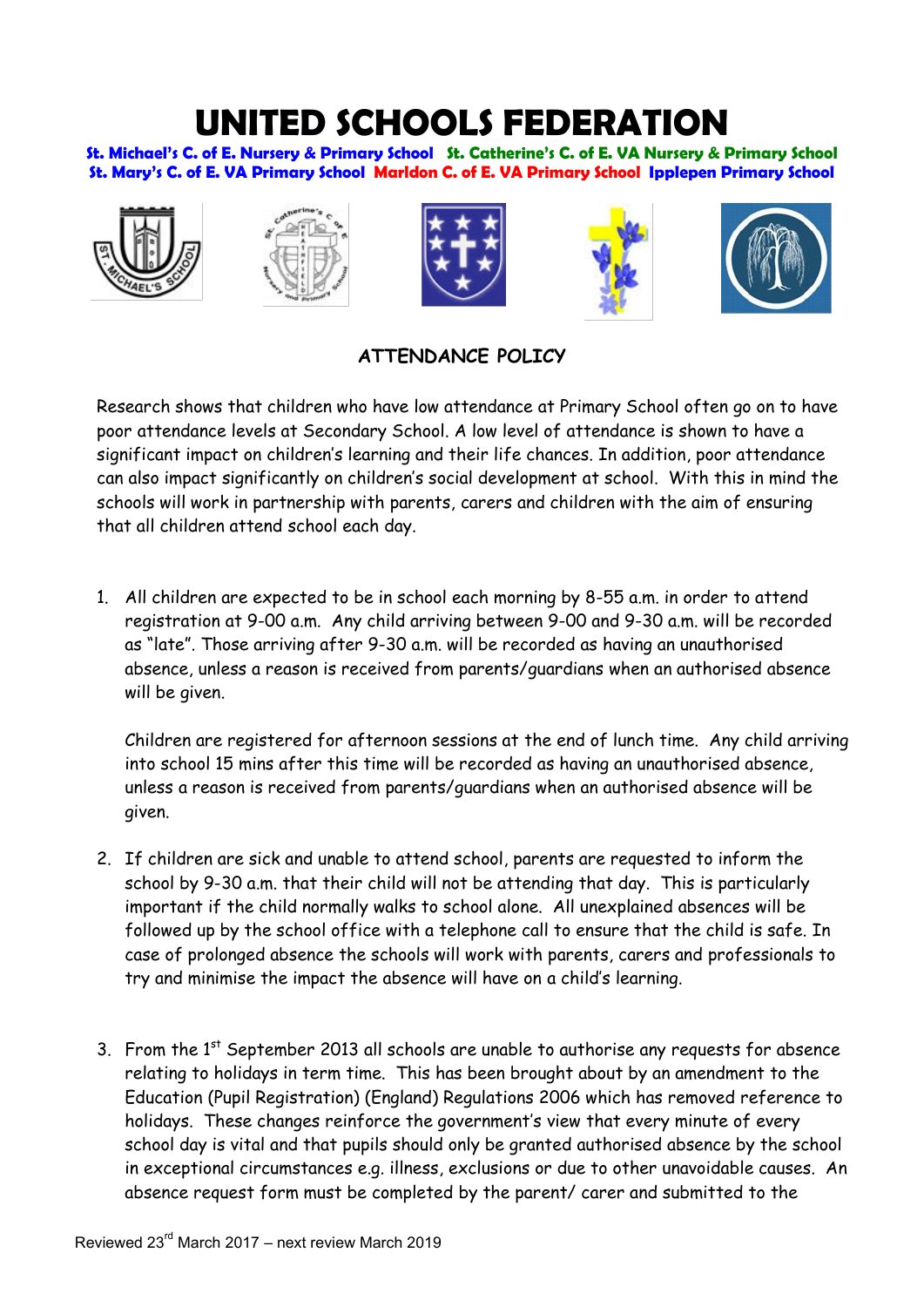# UNITED SCHOOLS FEDERATION

**St. Michael's C. of E. Nursery & Primary School** **St. Catherine's C. of E. VA Nursery & Primary School** **St. Mary's C. of E. VA Primary School** **Marldon C. of E. VA Primary School** **Ipplepen Primary School**

## ATTENDANCE POLICY

Research shows that children who have low attendance at Primary School often go on to have poor attendance levels at Secondary School. A low level of attendance is shown to have a significant impact on children's learning and their life chances. In addition, poor attendance can also impact significantly on children's social development at school. With this in mind the schools will work in partnership with parents, carers and children with the aim of ensuring that all children attend school each day.

1. All children are expected to be in school each morning by 8-55 a.m. in order to attend registration at 9-00 a.m. Any child arriving between 9-00 and 9-30 a.m. will be recorded as "late". Those arriving after 9-30 a.m. will be recorded as having an unauthorised absence, unless a reason is received from parents/guardians when an authorised absence will be given.

   Children are registered for afternoon sessions at the end of lunch time. Any child arriving into school 15 mins after this time will be recorded as having an unauthorised absence, unless a reason is received from parents/guardians when an authorised absence will be given.

2. If children are sick and unable to attend school, parents are requested to inform the school by 9-30 a.m. that their child will not be attending that day. This is particularly important if the child normally walks to school alone. All unexplained absences will be followed up by the school office with a telephone call to ensure that the child is safe. In case of prolonged absence the schools will work with parents, carers and professionals to try and minimise the impact the absence will have on a child's learning.

3. From the 1st September 2013 all schools are unable to authorise any requests for absence relating to holidays in term time. This has been brought about by an amendment to the Education (Pupil Registration) (England) Regulations 2006 which has removed reference to holidays. These changes reinforce the government's view that every minute of every school day is vital and that pupils should only be granted authorised absence by the school in exceptional circumstances e.g. illness, exclusions or due to other unavoidable causes. An absence request form must be completed by the parent/ carer and submitted to the

Reviewed 23rd March 2017 – next review March 2019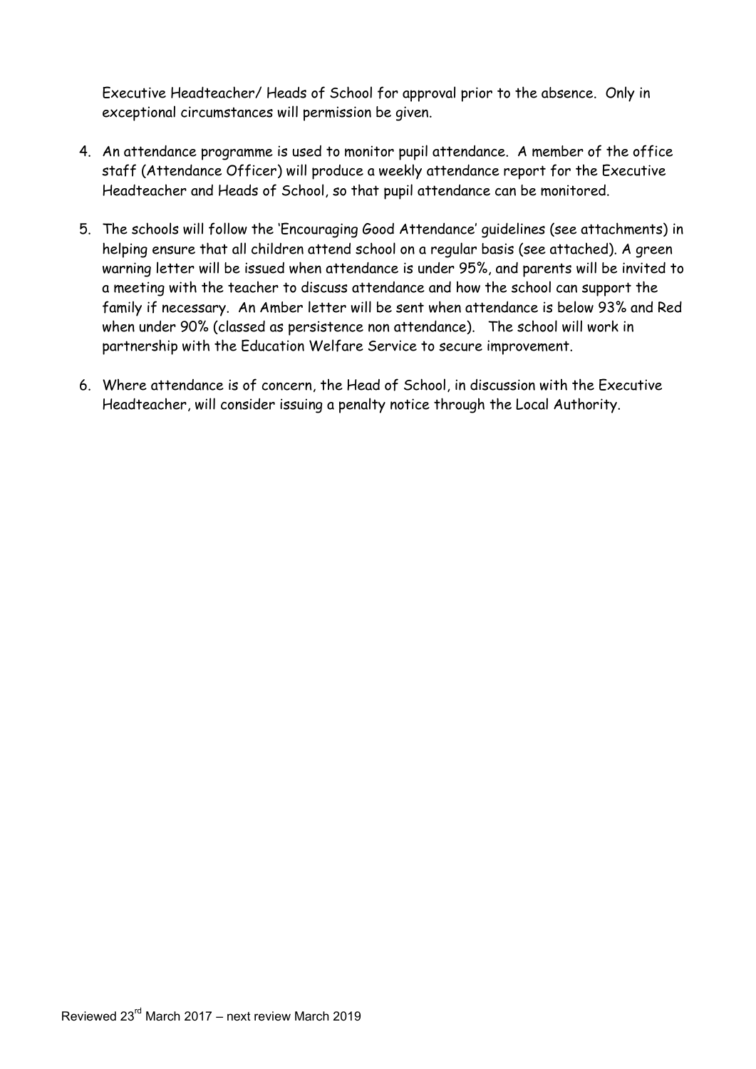Executive Headteacher/ Heads of School for approval prior to the absence. Only in exceptional circumstances will permission be given.

4. An attendance programme is used to monitor pupil attendance. A member of the office staff (Attendance Officer) will produce a weekly attendance report for the Executive Headteacher and Heads of School, so that pupil attendance can be monitored.

5. The schools will follow the 'Encouraging Good Attendance' guidelines (see attachments) in helping ensure that all children attend school on a regular basis (see attached). A green warning letter will be issued when attendance is under 95%, and parents will be invited to a meeting with the teacher to discuss attendance and how the school can support the family if necessary. An Amber letter will be sent when attendance is below 93% and Red when under 90% (classed as persistence non attendance). The school will work in partnership with the Education Welfare Service to secure improvement.

6. Where attendance is of concern, the Head of School, in discussion with the Executive Headteacher, will consider issuing a penalty notice through the Local Authority.

Reviewed 23rd March 2017 – next review March 2019